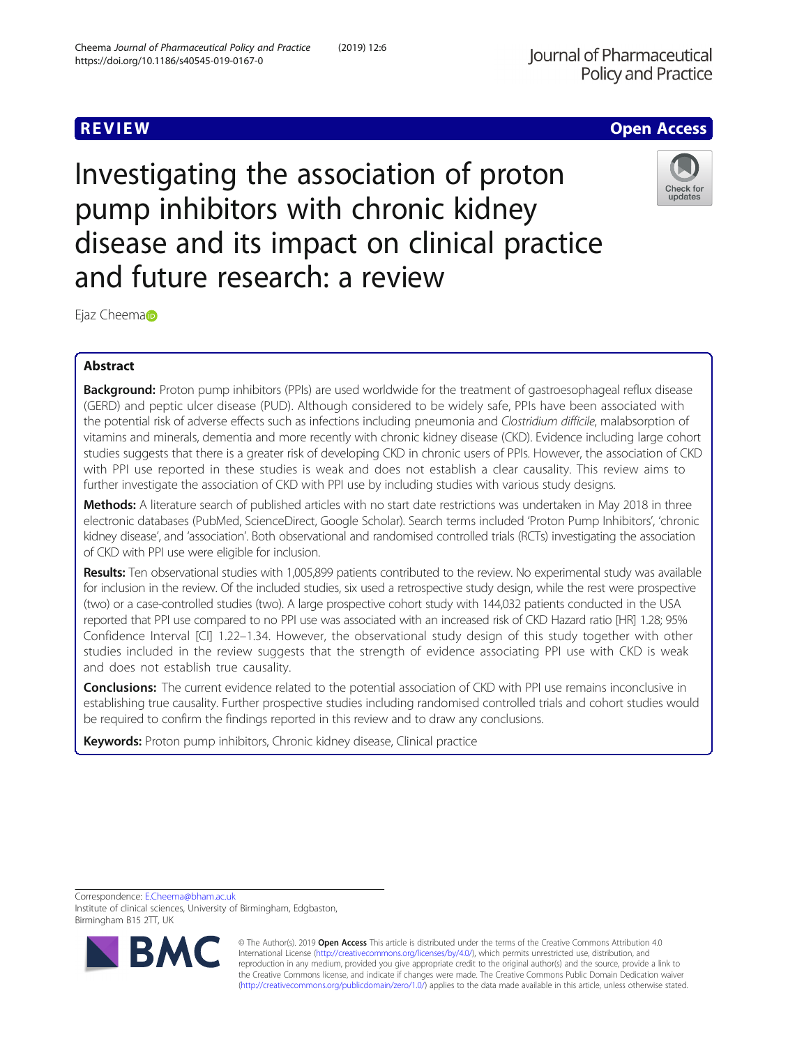REVIEW

Open Access

# Investigating the association of proton pump inhibitors with chronic kidney disease and its impact on clinical practice and future research: a review

Ejaz Cheema

## Abstract

**Background:** Proton pump inhibitors (PPIs) are used worldwide for the treatment of gastroesophageal reflux disease (GERD) and peptic ulcer disease (PUD). Although considered to be widely safe, PPIs have been associated with the potential risk of adverse effects such as infections including pneumonia and *Clostridium difficile*, malabsorption of vitamins and minerals, dementia and more recently with chronic kidney disease (CKD). Evidence including large cohort studies suggests that there is a greater risk of developing CKD in chronic users of PPIs. However, the association of CKD with PPI use reported in these studies is weak and does not establish a clear causality. This review aims to further investigate the association of CKD with PPI use by including studies with various study designs.

**Methods:** A literature search of published articles with no start date restrictions was undertaken in May 2018 in three electronic databases (PubMed, ScienceDirect, Google Scholar). Search terms included 'Proton Pump Inhibitors', 'chronic kidney disease', and 'association'. Both observational and randomised controlled trials (RCTs) investigating the association of CKD with PPI use were eligible for inclusion.

**Results:** Ten observational studies with 1,005,899 patients contributed to the review. No experimental study was available for inclusion in the review. Of the included studies, six used a retrospective study design, while the rest were prospective (two) or a case-controlled studies (two). A large prospective cohort study with 144,032 patients conducted in the USA reported that PPI use compared to no PPI use was associated with an increased risk of CKD Hazard ratio [HR] 1.28; 95% Confidence Interval [CI] 1.22–1.34. However, the observational study design of this study together with other studies included in the review suggests that the strength of evidence associating PPI use with CKD is weak and does not establish true causality.

**Conclusions:** The current evidence related to the potential association of CKD with PPI use remains inconclusive in establishing true causality. Further prospective studies including randomised controlled trials and cohort studies would be required to confirm the findings reported in this review and to draw any conclusions.

**Keywords:** Proton pump inhibitors, Chronic kidney disease, Clinical practice

Correspondence: E.Cheema@bham.ac.uk
Institute of clinical sciences, University of Birmingham, Edgbaston, Birmingham B15 2TT, UK

© The Author(s). 2019 **Open Access** This article is distributed under the terms of the Creative Commons Attribution 4.0 International License (http://creativecommons.org/licenses/by/4.0/), which permits unrestricted use, distribution, and reproduction in any medium, provided you give appropriate credit to the original author(s) and the source, provide a link to the Creative Commons license, and indicate if changes were made. The Creative Commons Public Domain Dedication waiver (http://creativecommons.org/publicdomain/zero/1.0/) applies to the data made available in this article, unless otherwise stated.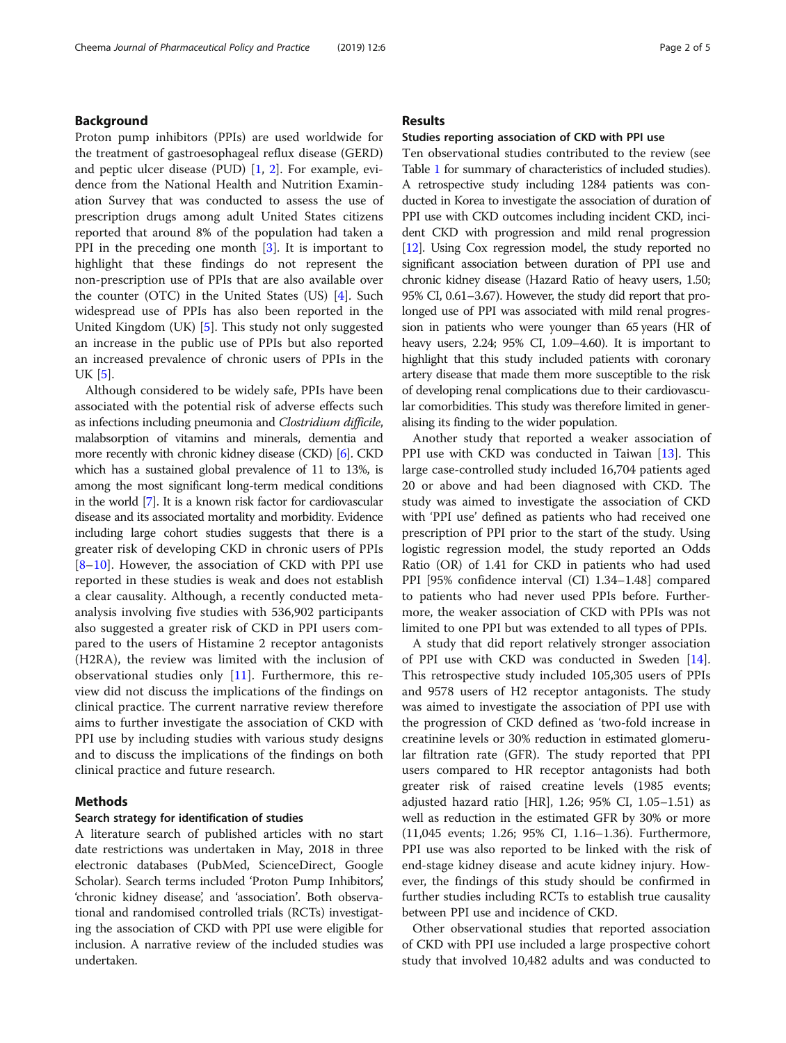## Background

Proton pump inhibitors (PPIs) are used worldwide for the treatment of gastroesophageal reflux disease (GERD) and peptic ulcer disease (PUD) [1, 2]. For example, evidence from the National Health and Nutrition Examination Survey that was conducted to assess the use of prescription drugs among adult United States citizens reported that around 8% of the population had taken a PPI in the preceding one month [3]. It is important to highlight that these findings do not represent the non-prescription use of PPIs that are also available over the counter (OTC) in the United States (US) [4]. Such widespread use of PPIs has also been reported in the United Kingdom (UK) [5]. This study not only suggested an increase in the public use of PPIs but also reported an increased prevalence of chronic users of PPIs in the UK [5].

Although considered to be widely safe, PPIs have been associated with the potential risk of adverse effects such as infections including pneumonia and *Clostridium difficile*, malabsorption of vitamins and minerals, dementia and more recently with chronic kidney disease (CKD) [6]. CKD which has a sustained global prevalence of 11 to 13%, is among the most significant long-term medical conditions in the world [7]. It is a known risk factor for cardiovascular disease and its associated mortality and morbidity. Evidence including large cohort studies suggests that there is a greater risk of developing CKD in chronic users of PPIs [8–10]. However, the association of CKD with PPI use reported in these studies is weak and does not establish a clear causality. Although, a recently conducted meta-analysis involving five studies with 536,902 participants also suggested a greater risk of CKD in PPI users compared to the users of Histamine 2 receptor antagonists (H2RA), the review was limited with the inclusion of observational studies only [11]. Furthermore, this review did not discuss the implications of the findings on clinical practice. The current narrative review therefore aims to further investigate the association of CKD with PPI use by including studies with various study designs and to discuss the implications of the findings on both clinical practice and future research.

## Methods

### Search strategy for identification of studies

A literature search of published articles with no start date restrictions was undertaken in May, 2018 in three electronic databases (PubMed, ScienceDirect, Google Scholar). Search terms included 'Proton Pump Inhibitors', 'chronic kidney disease', and 'association'. Both observational and randomised controlled trials (RCTs) investigating the association of CKD with PPI use were eligible for inclusion. A narrative review of the included studies was undertaken.

## Results

### Studies reporting association of CKD with PPI use

Ten observational studies contributed to the review (see Table 1 for summary of characteristics of included studies). A retrospective study including 1284 patients was conducted in Korea to investigate the association of duration of PPI use with CKD outcomes including incident CKD, incident CKD with progression and mild renal progression [12]. Using Cox regression model, the study reported no significant association between duration of PPI use and chronic kidney disease (Hazard Ratio of heavy users, 1.50; 95% CI, 0.61–3.67). However, the study did report that prolonged use of PPI was associated with mild renal progression in patients who were younger than 65 years (HR of heavy users, 2.24; 95% CI, 1.09–4.60). It is important to highlight that this study included patients with coronary artery disease that made them more susceptible to the risk of developing renal complications due to their cardiovascular comorbidities. This study was therefore limited in generalising its finding to the wider population.

Another study that reported a weaker association of PPI use with CKD was conducted in Taiwan [13]. This large case-controlled study included 16,704 patients aged 20 or above and had been diagnosed with CKD. The study was aimed to investigate the association of CKD with 'PPI use' defined as patients who had received one prescription of PPI prior to the start of the study. Using logistic regression model, the study reported an Odds Ratio (OR) of 1.41 for CKD in patients who had used PPI [95% confidence interval (CI) 1.34–1.48] compared to patients who had never used PPIs before. Furthermore, the weaker association of CKD with PPIs was not limited to one PPI but was extended to all types of PPIs.

A study that did report relatively stronger association of PPI use with CKD was conducted in Sweden [14]. This retrospective study included 105,305 users of PPIs and 9578 users of H2 receptor antagonists. The study was aimed to investigate the association of PPI use with the progression of CKD defined as 'two-fold increase in creatinine levels or 30% reduction in estimated glomerular filtration rate (GFR). The study reported that PPI users compared to HR receptor antagonists had both greater risk of raised creatine levels (1985 events; adjusted hazard ratio [HR], 1.26; 95% CI, 1.05–1.51) as well as reduction in the estimated GFR by 30% or more (11,045 events; 1.26; 95% CI, 1.16–1.36). Furthermore, PPI use was also reported to be linked with the risk of end-stage kidney disease and acute kidney injury. However, the findings of this study should be confirmed in further studies including RCTs to establish true causality between PPI use and incidence of CKD.

Other observational studies that reported association of CKD with PPI use included a large prospective cohort study that involved 10,482 adults and was conducted to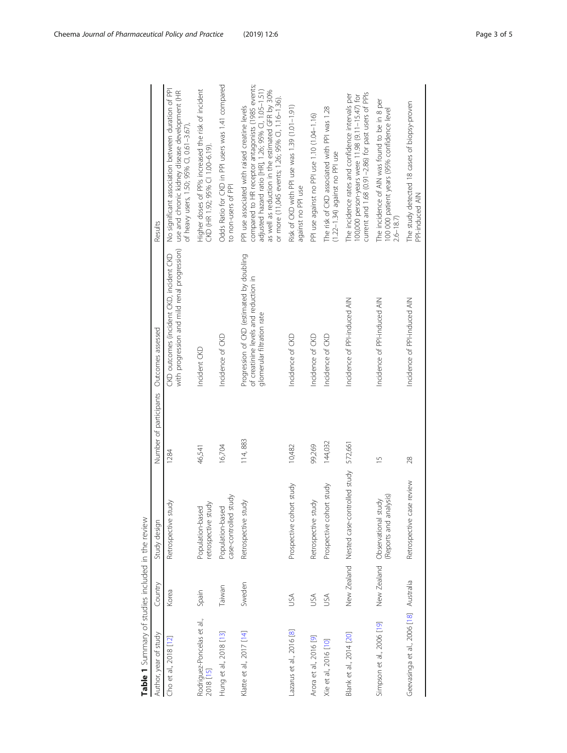**Table 1** Summary of studies included in the review

| Author, year of study | Country | Study design | Number of participants | Outcomes assessed | Results |
|---|---|---|---|---|---|
| Cho et al., 2018 [12] | Korea | Retrospective study | 1284 | CKD outcomes (incident CKD, incident CKD with progression and mild renal progression) | No significant association between duration of PPI use and chronic kidney disease development (HR of heavy users, 1.50; 95% CI, 0.61–3.67). |
| Rodriguez-Poncelas et al., 2018 [15] | Spain | Population-based retrospective study | 46,541 | Incident CKD | Higher doses of PPIs increased the risk of incident CKD (HR 1.92; 95% CI 1.00–6.19). |
| Hung et al., 2018 [13] | Taiwan | Population-based case-controlled study | 16,704 | Incidence of CKD | Odds Ratio for CKD in PPI users was 1.41 compared to non-users of PPI |
| Klatte et al., 2017 [14] | Sweden | Retrospective study | 114, 883 | Progression of CKD (estimated by doubling of creatinine levels and reduction in glomerular filtration rate | PPI use associated with raised creatine levels compared to HR receptor antagonists (1985 events; adjusted hazard ratio [HR], 1.26; 95% CI, 1.05–1.51) as well as reduction in the estimated GFR by 30% or more (11,045 events; 1.26; 95% CI, 1.16–1.36). |
| Lazarus et al., 2016 [8] | USA | Prospective cohort study | 10,482 | Incidence of CKD | Risk of CKD with PPI use was 1.39 (1.01–1.91) against no PPI use |
| Arora et al., 2016 [9] | USA | Retrospective study | 99,269 | Incidence of CKD | PPI use against no PPI use 1.10 (1.04–1.16) |
| Xie et al., 2016 [10] | USA | Prospective cohort study | 144,032 | Incidence of CKD | The risk of CKD associated with PPI was 1.28 (1.22–1.34) against no PPI use |
| Blank et al., 2014 [20] | New Zealand | Nested case-controlled study | 572,661 | Incidence of PPI-induced AIN | The incidence rates and confidence intervals per 100,000 person-years were 11.98 (9.11–15.47) for current and 1.68 (0.91 –2.86) for past users of PPIs |
| Simpson et al., 2006 [19] | New Zealand | Observational study (Reports and analysis) | 15 | Incidence of PPI-induced AIN | The incidence of AIN was found to be in 8 per 100 000 patient years (95% confidence level 2.6–18.7) |
| Geevasinga et al., 2006 [18] | Australia | Retrospective case review | 28 | Incidence of PPI-induced AIN | The study detected 18 cases of biopsy-proven PPI-induced AIN |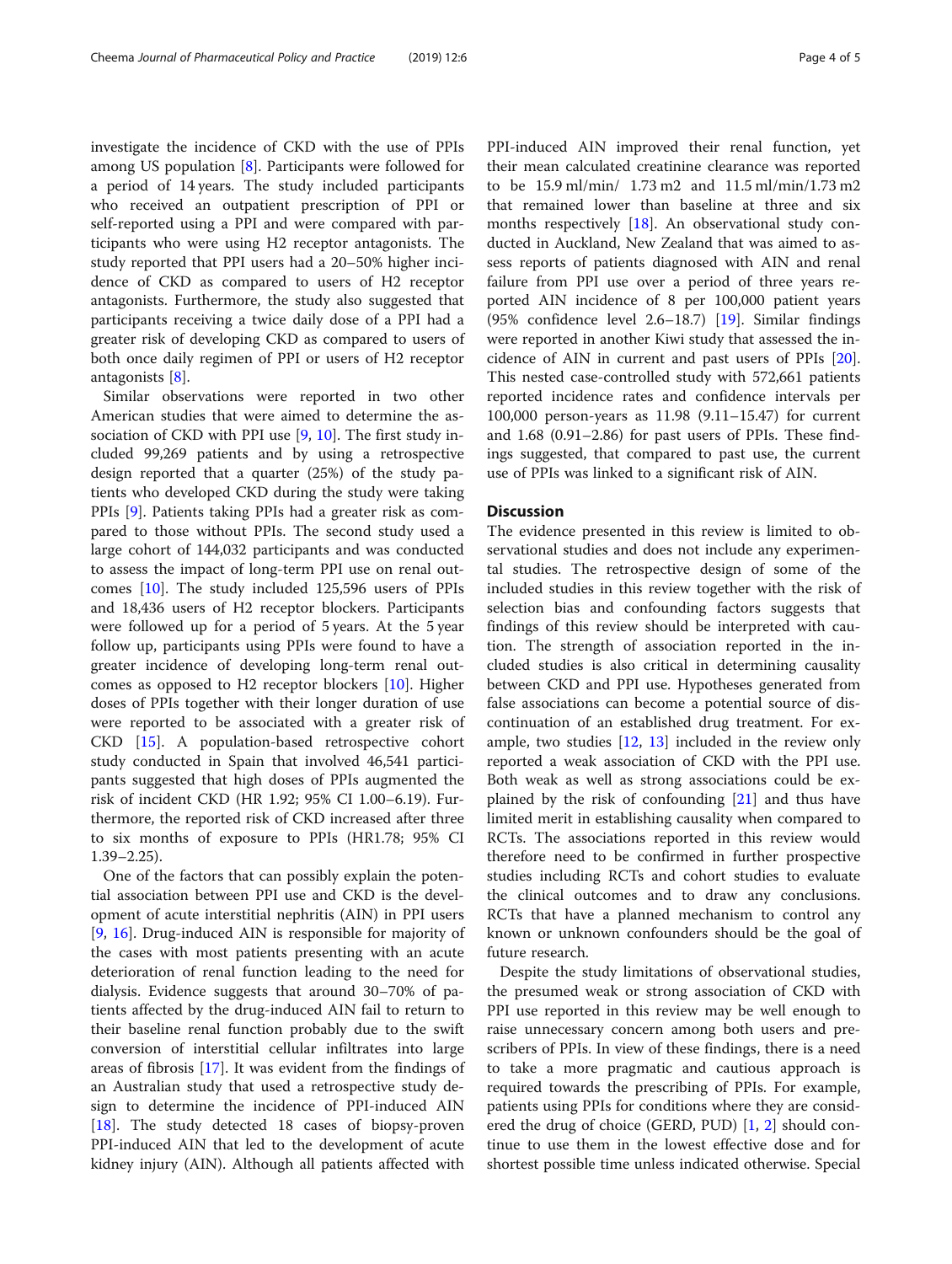investigate the incidence of CKD with the use of PPIs among US population [8]. Participants were followed for a period of 14 years. The study included participants who received an outpatient prescription of PPI or self-reported using a PPI and were compared with participants who were using H2 receptor antagonists. The study reported that PPI users had a 20–50% higher incidence of CKD as compared to users of H2 receptor antagonists. Furthermore, the study also suggested that participants receiving a twice daily dose of a PPI had a greater risk of developing CKD as compared to users of both once daily regimen of PPI or users of H2 receptor antagonists [8].

Similar observations were reported in two other American studies that were aimed to determine the association of CKD with PPI use [9, 10]. The first study included 99,269 patients and by using a retrospective design reported that a quarter (25%) of the study patients who developed CKD during the study were taking PPIs [9]. Patients taking PPIs had a greater risk as compared to those without PPIs. The second study used a large cohort of 144,032 participants and was conducted to assess the impact of long-term PPI use on renal outcomes [10]. The study included 125,596 users of PPIs and 18,436 users of H2 receptor blockers. Participants were followed up for a period of 5 years. At the 5 year follow up, participants using PPIs were found to have a greater incidence of developing long-term renal outcomes as opposed to H2 receptor blockers [10]. Higher doses of PPIs together with their longer duration of use were reported to be associated with a greater risk of CKD [15]. A population-based retrospective cohort study conducted in Spain that involved 46,541 participants suggested that high doses of PPIs augmented the risk of incident CKD (HR 1.92; 95% CI 1.00–6.19). Furthermore, the reported risk of CKD increased after three to six months of exposure to PPIs (HR1.78; 95% CI 1.39–2.25).

One of the factors that can possibly explain the potential association between PPI use and CKD is the development of acute interstitial nephritis (AIN) in PPI users [9, 16]. Drug-induced AIN is responsible for majority of the cases with most patients presenting with an acute deterioration of renal function leading to the need for dialysis. Evidence suggests that around 30–70% of patients affected by the drug-induced AIN fail to return to their baseline renal function probably due to the swift conversion of interstitial cellular infiltrates into large areas of fibrosis [17]. It was evident from the findings of an Australian study that used a retrospective study design to determine the incidence of PPI-induced AIN [18]. The study detected 18 cases of biopsy-proven PPI-induced AIN that led to the development of acute kidney injury (AIN). Although all patients affected with PPI-induced AIN improved their renal function, yet their mean calculated creatinine clearance was reported to be 15.9 ml/min/ 1.73 m2 and 11.5 ml/min/1.73 m2 that remained lower than baseline at three and six months respectively [18]. An observational study conducted in Auckland, New Zealand that was aimed to assess reports of patients diagnosed with AIN and renal failure from PPI use over a period of three years reported AIN incidence of 8 per 100,000 patient years (95% confidence level 2.6–18.7) [19]. Similar findings were reported in another Kiwi study that assessed the incidence of AIN in current and past users of PPIs [20]. This nested case-controlled study with 572,661 patients reported incidence rates and confidence intervals per 100,000 person-years as 11.98 (9.11–15.47) for current and 1.68 (0.91–2.86) for past users of PPIs. These findings suggested, that compared to past use, the current use of PPIs was linked to a significant risk of AIN.

## Discussion

The evidence presented in this review is limited to observational studies and does not include any experimental studies. The retrospective design of some of the included studies in this review together with the risk of selection bias and confounding factors suggests that findings of this review should be interpreted with caution. The strength of association reported in the included studies is also critical in determining causality between CKD and PPI use. Hypotheses generated from false associations can become a potential source of discontinuation of an established drug treatment. For example, two studies [12, 13] included in the review only reported a weak association of CKD with the PPI use. Both weak as well as strong associations could be explained by the risk of confounding [21] and thus have limited merit in establishing causality when compared to RCTs. The associations reported in this review would therefore need to be confirmed in further prospective studies including RCTs and cohort studies to evaluate the clinical outcomes and to draw any conclusions. RCTs that have a planned mechanism to control any known or unknown confounders should be the goal of future research.

Despite the study limitations of observational studies, the presumed weak or strong association of CKD with PPI use reported in this review may be well enough to raise unnecessary concern among both users and prescribers of PPIs. In view of these findings, there is a need to take a more pragmatic and cautious approach is required towards the prescribing of PPIs. For example, patients using PPIs for conditions where they are considered the drug of choice (GERD, PUD) [1, 2] should continue to use them in the lowest effective dose and for shortest possible time unless indicated otherwise. Special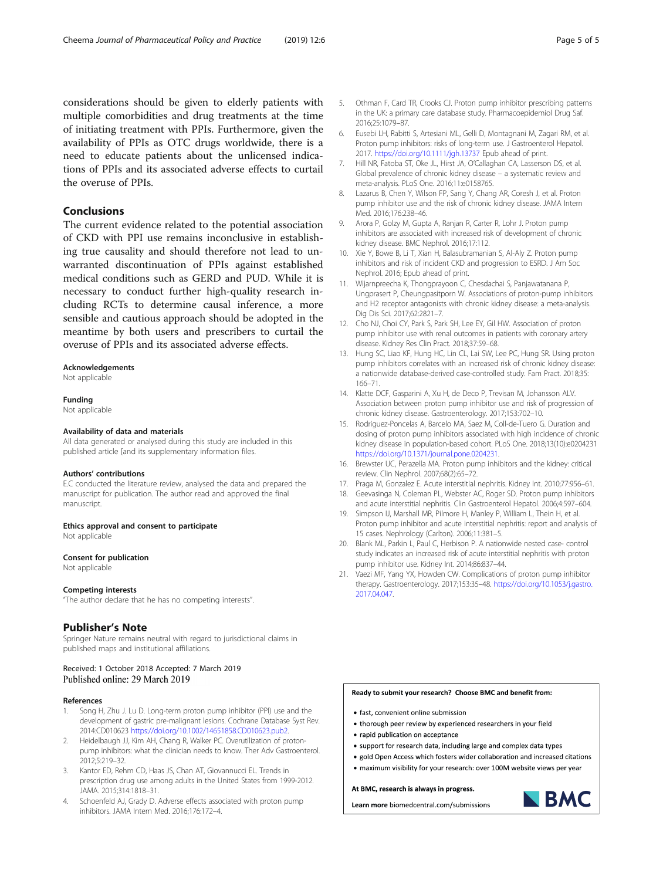considerations should be given to elderly patients with multiple comorbidities and drug treatments at the time of initiating treatment with PPIs. Furthermore, given the availability of PPIs as OTC drugs worldwide, there is a need to educate patients about the unlicensed indications of PPIs and its associated adverse effects to curtail the overuse of PPIs.

## Conclusions

The current evidence related to the potential association of CKD with PPI use remains inconclusive in establishing true causality and should therefore not lead to unwarranted discontinuation of PPIs against established medical conditions such as GERD and PUD. While it is necessary to conduct further high-quality research including RCTs to determine causal inference, a more sensible and cautious approach should be adopted in the meantime by both users and prescribers to curtail the overuse of PPIs and its associated adverse effects.

#### Acknowledgements
Not applicable

#### Funding
Not applicable

#### Availability of data and materials
All data generated or analysed during this study are included in this published article [and its supplementary information files.

#### Authors' contributions
E.C conducted the literature review, analysed the data and prepared the manuscript for publication. The author read and approved the final manuscript.

#### Ethics approval and consent to participate
Not applicable

#### Consent for publication
Not applicable

#### Competing interests
"The author declare that he has no competing interests".

## Publisher's Note

Springer Nature remains neutral with regard to jurisdictional claims in published maps and institutional affiliations.

Received: 1 October 2018 Accepted: 7 March 2019
Published online: 29 March 2019

#### References

1. Song H, Zhu J. Lu D. Long-term proton pump inhibitor (PPI) use and the development of gastric pre-malignant lesions. Cochrane Database Syst Rev. 2014:CD010623 https://doi.org/10.1002/14651858.CD010623.pub2.
2. Heidelbaugh JJ, Kim AH, Chang R, Walker PC. Overutilization of proton-pump inhibitors: what the clinician needs to know. Ther Adv Gastroenterol. 2012;5:219–32.
3. Kantor ED, Rehm CD, Haas JS, Chan AT, Giovannucci EL. Trends in prescription drug use among adults in the United States from 1999-2012. JAMA. 2015;314:1818–31.
4. Schoenfeld AJ, Grady D. Adverse effects associated with proton pump inhibitors. JAMA Intern Med. 2016;176:172–4.
5. Othman F, Card TR, Crooks CJ. Proton pump inhibitor prescribing patterns in the UK: a primary care database study. Pharmacoepidemiol Drug Saf. 2016;25:1079–87.
6. Eusebi LH, Rabitti S, Artesiani ML, Gelli D, Montagnani M, Zagari RM, et al. Proton pump inhibitors: risks of long-term use. J Gastroenterol Hepatol. 2017. https://doi.org/10.1111/jgh.13737 Epub ahead of print.
7. Hill NR, Fatoba ST, Oke JL, Hirst JA, O'Callaghan CA, Lasserson DS, et al. Global prevalence of chronic kidney disease – a systematic review and meta-analysis. PLoS One. 2016;11:e0158765.
8. Lazarus B, Chen Y, Wilson FP, Sang Y, Chang AR, Coresh J, et al. Proton pump inhibitor use and the risk of chronic kidney disease. JAMA Intern Med. 2016;176:238–46.
9. Arora P, Golzy M, Gupta A, Ranjan R, Carter R, Lohr J. Proton pump inhibitors are associated with increased risk of development of chronic kidney disease. BMC Nephrol. 2016;17:112.
10. Xie Y, Bowe B, Li T, Xian H, Balasubramanian S, Al-Aly Z. Proton pump inhibitors and risk of incident CKD and progression to ESRD. J Am Soc Nephrol. 2016; Epub ahead of print.
11. Wijarnpreecha K, Thongprayoon C, Chesdachai S, Panjawatanana P, Ungprasert P, Cheungpasitporn W. Associations of proton-pump inhibitors and H2 receptor antagonists with chronic kidney disease: a meta-analysis. Dig Dis Sci. 2017;62:2821–7.
12. Cho NJ, Choi CY, Park S, Park SH, Lee EY, Gil HW. Association of proton pump inhibitor use with renal outcomes in patients with coronary artery disease. Kidney Res Clin Pract. 2018;37:59–68.
13. Hung SC, Liao KF, Hung HC, Lin CL, Lai SW, Lee PC, Hung SR. Using proton pump inhibitors correlates with an increased risk of chronic kidney disease: a nationwide database-derived case-controlled study. Fam Pract. 2018;35:166–71.
14. Klatte DCF, Gasparini A, Xu H, de Deco P, Trevisan M, Johansson ALV. Association between proton pump inhibitor use and risk of progression of chronic kidney disease. Gastroenterology. 2017;153:702–10.
15. Rodriguez-Poncelas A, Barcelo MA, Saez M, Coll-de-Tuero G. Duration and dosing of proton pump inhibitors associated with high incidence of chronic kidney disease in population-based cohort. PLoS One. 2018;13(10):e0204231 https://doi.org/10.1371/journal.pone.0204231.
16. Brewster UC, Perazella MA. Proton pump inhibitors and the kidney: critical review. Clin Nephrol. 2007;68(2):65–72.
17. Praga M, Gonzalez E. Acute interstitial nephritis. Kidney Int. 2010;77:956–61.
18. Geevasinga N, Coleman PL, Webster AC, Roger SD. Proton pump inhibitors and acute interstitial nephritis. Clin Gastroenterol Hepatol. 2006;4:597–604.
19. Simpson IJ, Marshall MR, Pilmore H, Manley P, William L, Thein H, et al. Proton pump inhibitor and acute interstitial nephritis: report and analysis of 15 cases. Nephrology (Carlton). 2006;11:381–5.
20. Blank ML, Parkin L, Paul C, Herbison P. A nationwide nested case- control study indicates an increased risk of acute interstitial nephritis with proton pump inhibitor use. Kidney Int. 2014;86:837–44.
21. Vaezi MF, Yang YX, Howden CW. Complications of proton pump inhibitor therapy. Gastroenterology. 2017;153:35–48. https://doi.org/10.1053/j.gastro.2017.04.047.

**Ready to submit your research? Choose BMC and benefit from:**

- fast, convenient online submission
- thorough peer review by experienced researchers in your field
- rapid publication on acceptance
- support for research data, including large and complex data types
- gold Open Access which fosters wider collaboration and increased citations
- maximum visibility for your research: over 100M website views per year

**At BMC, research is always in progress.**

**Learn more** biomedcentral.com/submissions

BMC